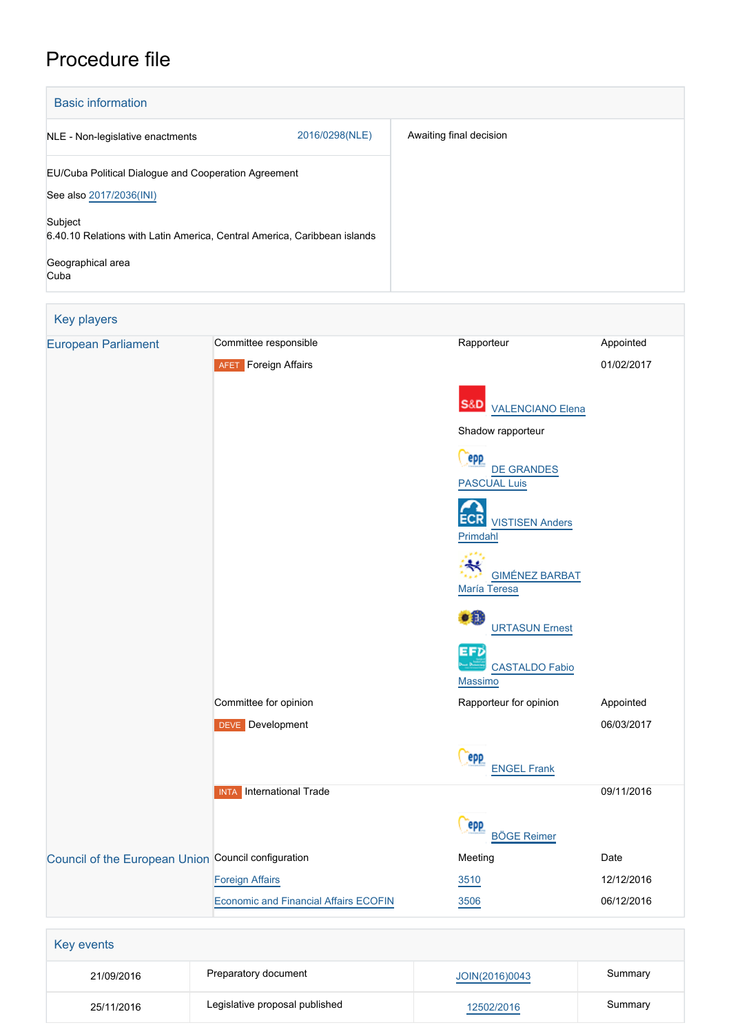# Procedure file

## Basic information

| | |
|---|---|
| NLE - Non-legislative enactments 2016/0298(NLE) | Awaiting final decision |
| EU/Cuba Political Dialogue and Cooperation Agreement<br>See also 2017/2036(INI)<br><br>Subject<br>6.40.10 Relations with Latin America, Central America, Caribbean islands<br><br>Geographical area<br>Cuba | |

## Key players

| | | | |
|---|---|---|---|
| European Parliament | Committee responsible | Rapporteur | Appointed |
| | AFET Foreign Affairs | | 01/02/2017 |
| | | S&D VALENCIANO Elena | |
| | | Shadow rapporteur | |
| | | EPP DE GRANDES PASCUAL Luis | |
| | | ECR VISTISEN Anders Primdahl | |
| | | ALDE GIMÉNEZ BARBAT María Teresa | |
| | | Verts/ALE URTASUN Ernest | |
| | | EFDD CASTALDO Fabio Massimo | |
| | Committee for opinion | Rapporteur for opinion | Appointed |
| | DEVE Development | | 06/03/2017 |
| | | EPP ENGEL Frank | |
| | INTA International Trade | | 09/11/2016 |
| | | EPP BÖGE Reimer | |
| Council of the European Union | Council configuration | Meeting | Date |
| | Foreign Affairs | 3510 | 12/12/2016 |
| | Economic and Financial Affairs ECOFIN | 3506 | 06/12/2016 |

## Key events

| | | | |
|---|---|---|---|
| 21/09/2016 | Preparatory document | JOIN(2016)0043 | Summary |
| 25/11/2016 | Legislative proposal published | 12502/2016 | Summary |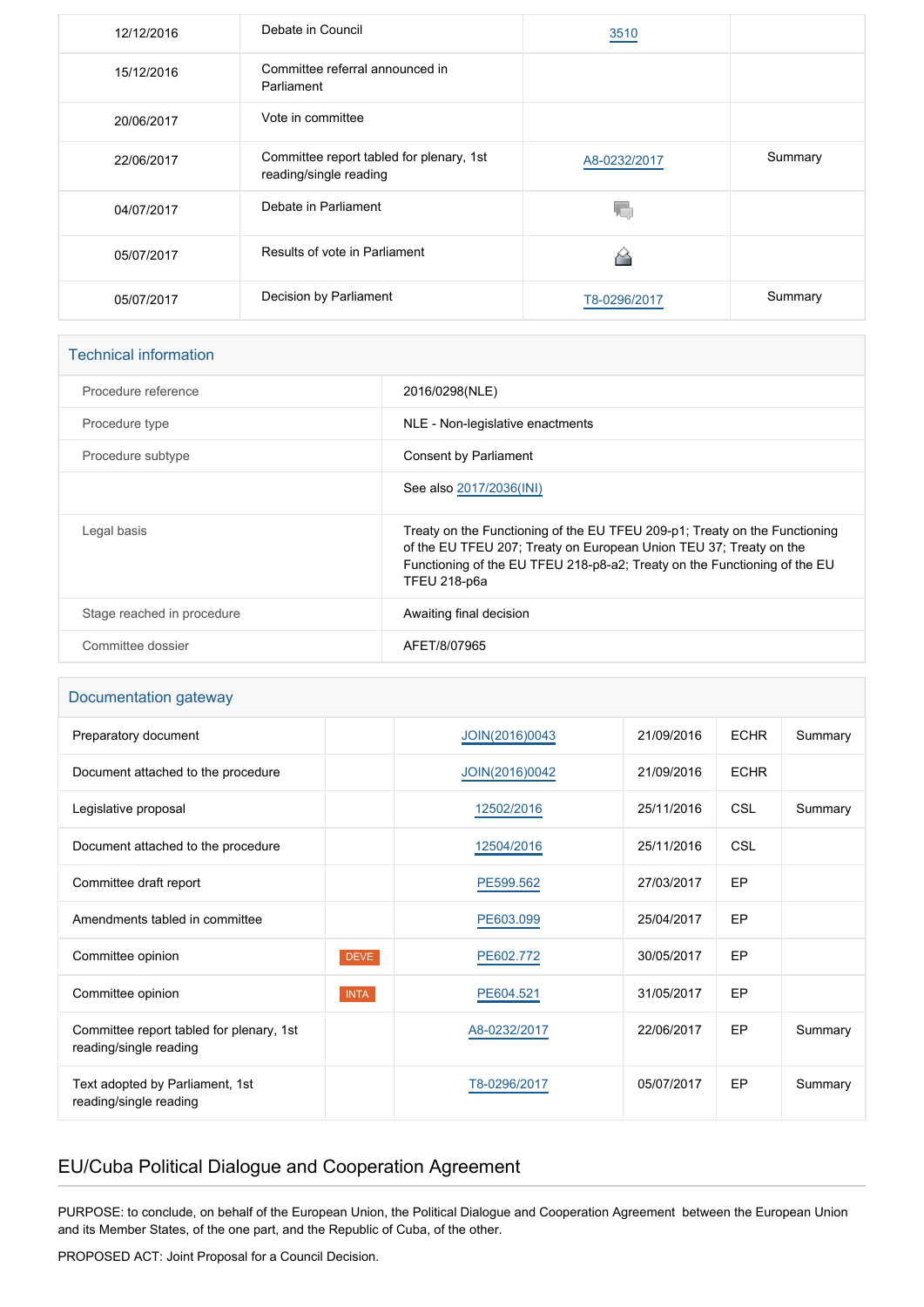| | | | |
|---|---|---|---|
| 12/12/2016 | Debate in Council | 3510 | |
| 15/12/2016 | Committee referral announced in Parliament | | |
| 20/06/2017 | Vote in committee | | |
| 22/06/2017 | Committee report tabled for plenary, 1st reading/single reading | A8-0232/2017 | Summary |
| 04/07/2017 | Debate in Parliament | | |
| 05/07/2017 | Results of vote in Parliament | | |
| 05/07/2017 | Decision by Parliament | T8-0296/2017 | Summary |

## Technical information

| | |
|---|---|
| Procedure reference | 2016/0298(NLE) |
| Procedure type | NLE - Non-legislative enactments |
| Procedure subtype | Consent by Parliament |
| | See also 2017/2036(INI) |
| Legal basis | Treaty on the Functioning of the EU TFEU 209-p1; Treaty on the Functioning of the EU TFEU 207; Treaty on European Union TEU 37; Treaty on the Functioning of the EU TFEU 218-p8-a2; Treaty on the Functioning of the EU TFEU 218-p6a |
| Stage reached in procedure | Awaiting final decision |
| Committee dossier | AFET/8/07965 |

## Documentation gateway

| | | | | | |
|---|---|---|---|---|---|
| Preparatory document | | JOIN(2016)0043 | 21/09/2016 | ECHR | Summary |
| Document attached to the procedure | | JOIN(2016)0042 | 21/09/2016 | ECHR | |
| Legislative proposal | | 12502/2016 | 25/11/2016 | CSL | Summary |
| Document attached to the procedure | | 12504/2016 | 25/11/2016 | CSL | |
| Committee draft report | | PE599.562 | 27/03/2017 | EP | |
| Amendments tabled in committee | | PE603.099 | 25/04/2017 | EP | |
| Committee opinion | DEVE | PE602.772 | 30/05/2017 | EP | |
| Committee opinion | INTA | PE604.521 | 31/05/2017 | EP | |
| Committee report tabled for plenary, 1st reading/single reading | | A8-0232/2017 | 22/06/2017 | EP | Summary |
| Text adopted by Parliament, 1st reading/single reading | | T8-0296/2017 | 05/07/2017 | EP | Summary |

## EU/Cuba Political Dialogue and Cooperation Agreement

PURPOSE: to conclude, on behalf of the European Union, the Political Dialogue and Cooperation Agreement between the European Union and its Member States, of the one part, and the Republic of Cuba, of the other.

PROPOSED ACT: Joint Proposal for a Council Decision.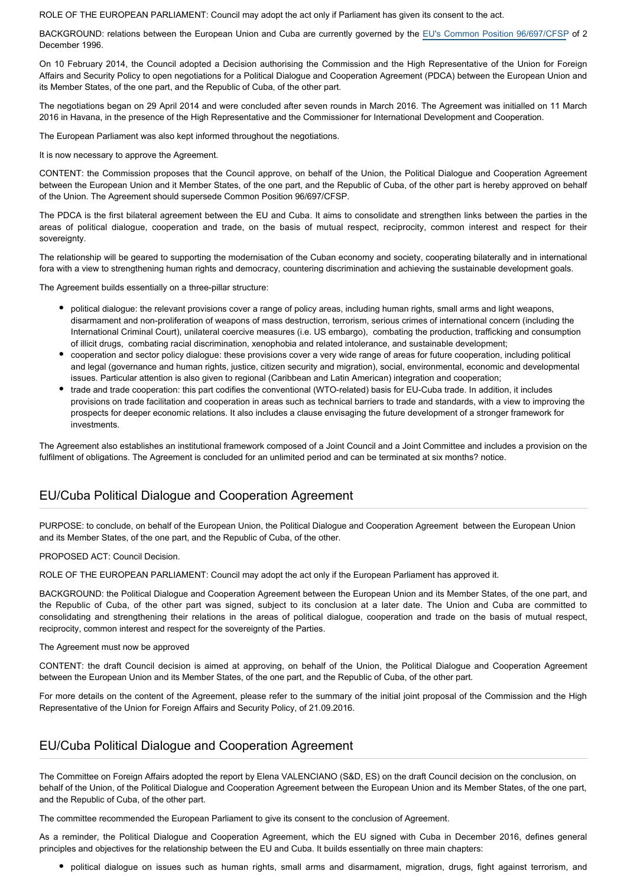ROLE OF THE EUROPEAN PARLIAMENT: Council may adopt the act only if Parliament has given its consent to the act.

BACKGROUND: relations between the European Union and Cuba are currently governed by the EU's Common Position 96/697/CFSP of 2 December 1996.

On 10 February 2014, the Council adopted a Decision authorising the Commission and the High Representative of the Union for Foreign Affairs and Security Policy to open negotiations for a Political Dialogue and Cooperation Agreement (PDCA) between the European Union and its Member States, of the one part, and the Republic of Cuba, of the other part.

The negotiations began on 29 April 2014 and were concluded after seven rounds in March 2016. The Agreement was initialled on 11 March 2016 in Havana, in the presence of the High Representative and the Commissioner for International Development and Cooperation.

The European Parliament was also kept informed throughout the negotiations.

It is now necessary to approve the Agreement.

CONTENT: the Commission proposes that the Council approve, on behalf of the Union, the Political Dialogue and Cooperation Agreement between the European Union and it Member States, of the one part, and the Republic of Cuba, of the other part is hereby approved on behalf of the Union. The Agreement should supersede Common Position 96/697/CFSP.

The PDCA is the first bilateral agreement between the EU and Cuba. It aims to consolidate and strengthen links between the parties in the areas of political dialogue, cooperation and trade, on the basis of mutual respect, reciprocity, common interest and respect for their sovereignty.

The relationship will be geared to supporting the modernisation of the Cuban economy and society, cooperating bilaterally and in international fora with a view to strengthening human rights and democracy, countering discrimination and achieving the sustainable development goals.

The Agreement builds essentially on a three-pillar structure:

- political dialogue: the relevant provisions cover a range of policy areas, including human rights, small arms and light weapons, disarmament and non-proliferation of weapons of mass destruction, terrorism, serious crimes of international concern (including the International Criminal Court), unilateral coercive measures (i.e. US embargo), combating the production, trafficking and consumption of illicit drugs, combating racial discrimination, xenophobia and related intolerance, and sustainable development;
- cooperation and sector policy dialogue: these provisions cover a very wide range of areas for future cooperation, including political and legal (governance and human rights, justice, citizen security and migration), social, environmental, economic and developmental issues. Particular attention is also given to regional (Caribbean and Latin American) integration and cooperation;
- trade and trade cooperation: this part codifies the conventional (WTO-related) basis for EU-Cuba trade. In addition, it includes provisions on trade facilitation and cooperation in areas such as technical barriers to trade and standards, with a view to improving the prospects for deeper economic relations. It also includes a clause envisaging the future development of a stronger framework for investments.

The Agreement also establishes an institutional framework composed of a Joint Council and a Joint Committee and includes a provision on the fulfilment of obligations. The Agreement is concluded for an unlimited period and can be terminated at six months? notice.

## EU/Cuba Political Dialogue and Cooperation Agreement

PURPOSE: to conclude, on behalf of the European Union, the Political Dialogue and Cooperation Agreement between the European Union and its Member States, of the one part, and the Republic of Cuba, of the other.

PROPOSED ACT: Council Decision.

ROLE OF THE EUROPEAN PARLIAMENT: Council may adopt the act only if the European Parliament has approved it.

BACKGROUND: the Political Dialogue and Cooperation Agreement between the European Union and its Member States, of the one part, and the Republic of Cuba, of the other part was signed, subject to its conclusion at a later date. The Union and Cuba are committed to consolidating and strengthening their relations in the areas of political dialogue, cooperation and trade on the basis of mutual respect, reciprocity, common interest and respect for the sovereignty of the Parties.

The Agreement must now be approved

CONTENT: the draft Council decision is aimed at approving, on behalf of the Union, the Political Dialogue and Cooperation Agreement between the European Union and its Member States, of the one part, and the Republic of Cuba, of the other part.

For more details on the content of the Agreement, please refer to the summary of the initial joint proposal of the Commission and the High Representative of the Union for Foreign Affairs and Security Policy, of 21.09.2016.

## EU/Cuba Political Dialogue and Cooperation Agreement

The Committee on Foreign Affairs adopted the report by Elena VALENCIANO (S&D, ES) on the draft Council decision on the conclusion, on behalf of the Union, of the Political Dialogue and Cooperation Agreement between the European Union and its Member States, of the one part, and the Republic of Cuba, of the other part.

The committee recommended the European Parliament to give its consent to the conclusion of Agreement.

As a reminder, the Political Dialogue and Cooperation Agreement, which the EU signed with Cuba in December 2016, defines general principles and objectives for the relationship between the EU and Cuba. It builds essentially on three main chapters:

- political dialogue on issues such as human rights, small arms and disarmament, migration, drugs, fight against terrorism, and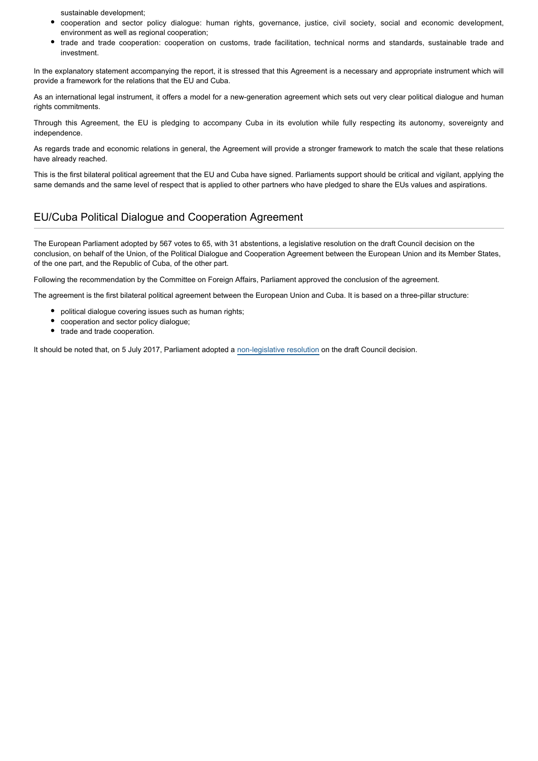sustainable development;

- cooperation and sector policy dialogue: human rights, governance, justice, civil society, social and economic development, environment as well as regional cooperation;
- trade and trade cooperation: cooperation on customs, trade facilitation, technical norms and standards, sustainable trade and investment.

In the explanatory statement accompanying the report, it is stressed that this Agreement is a necessary and appropriate instrument which will provide a framework for the relations that the EU and Cuba.

As an international legal instrument, it offers a model for a new-generation agreement which sets out very clear political dialogue and human rights commitments.

Through this Agreement, the EU is pledging to accompany Cuba in its evolution while fully respecting its autonomy, sovereignty and independence.

As regards trade and economic relations in general, the Agreement will provide a stronger framework to match the scale that these relations have already reached.

This is the first bilateral political agreement that the EU and Cuba have signed. Parliaments support should be critical and vigilant, applying the same demands and the same level of respect that is applied to other partners who have pledged to share the EUs values and aspirations.

## EU/Cuba Political Dialogue and Cooperation Agreement

The European Parliament adopted by 567 votes to 65, with 31 abstentions, a legislative resolution on the draft Council decision on the conclusion, on behalf of the Union, of the Political Dialogue and Cooperation Agreement between the European Union and its Member States, of the one part, and the Republic of Cuba, of the other part.

Following the recommendation by the Committee on Foreign Affairs, Parliament approved the conclusion of the agreement.

The agreement is the first bilateral political agreement between the European Union and Cuba. It is based on a three-pillar structure:

- political dialogue covering issues such as human rights;
- cooperation and sector policy dialogue;
- trade and trade cooperation.

It should be noted that, on 5 July 2017, Parliament adopted a non-legislative resolution on the draft Council decision.